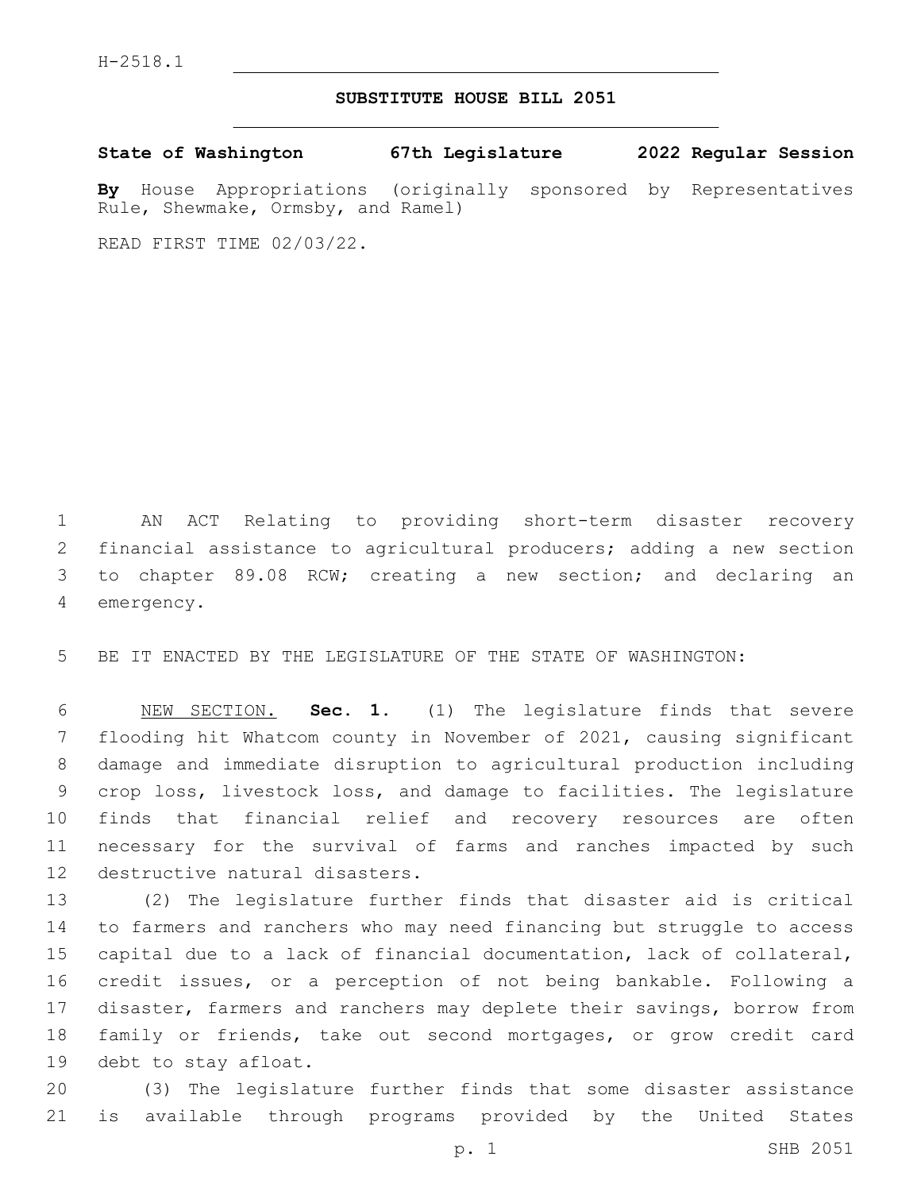H-2518.1

# SUBSTITUTE HOUSE BILL 2051

**State of Washington 67th Legislature 2022 Regular Session**

**By** House Appropriations (originally sponsored by Representatives Rule, Shewmake, Ormsby, and Ramel)

READ FIRST TIME 02/03/22.

AN ACT Relating to providing short-term disaster recovery financial assistance to agricultural producers; adding a new section to chapter 89.08 RCW; creating a new section; and declaring an emergency.

BE IT ENACTED BY THE LEGISLATURE OF THE STATE OF WASHINGTON:

NEW SECTION. **Sec. 1.** (1) The legislature finds that severe flooding hit Whatcom county in November of 2021, causing significant damage and immediate disruption to agricultural production including crop loss, livestock loss, and damage to facilities. The legislature finds that financial relief and recovery resources are often necessary for the survival of farms and ranches impacted by such destructive natural disasters.

(2) The legislature further finds that disaster aid is critical to farmers and ranchers who may need financing but struggle to access capital due to a lack of financial documentation, lack of collateral, credit issues, or a perception of not being bankable. Following a disaster, farmers and ranchers may deplete their savings, borrow from family or friends, take out second mortgages, or grow credit card debt to stay afloat.

(3) The legislature further finds that some disaster assistance is available through programs provided by the United States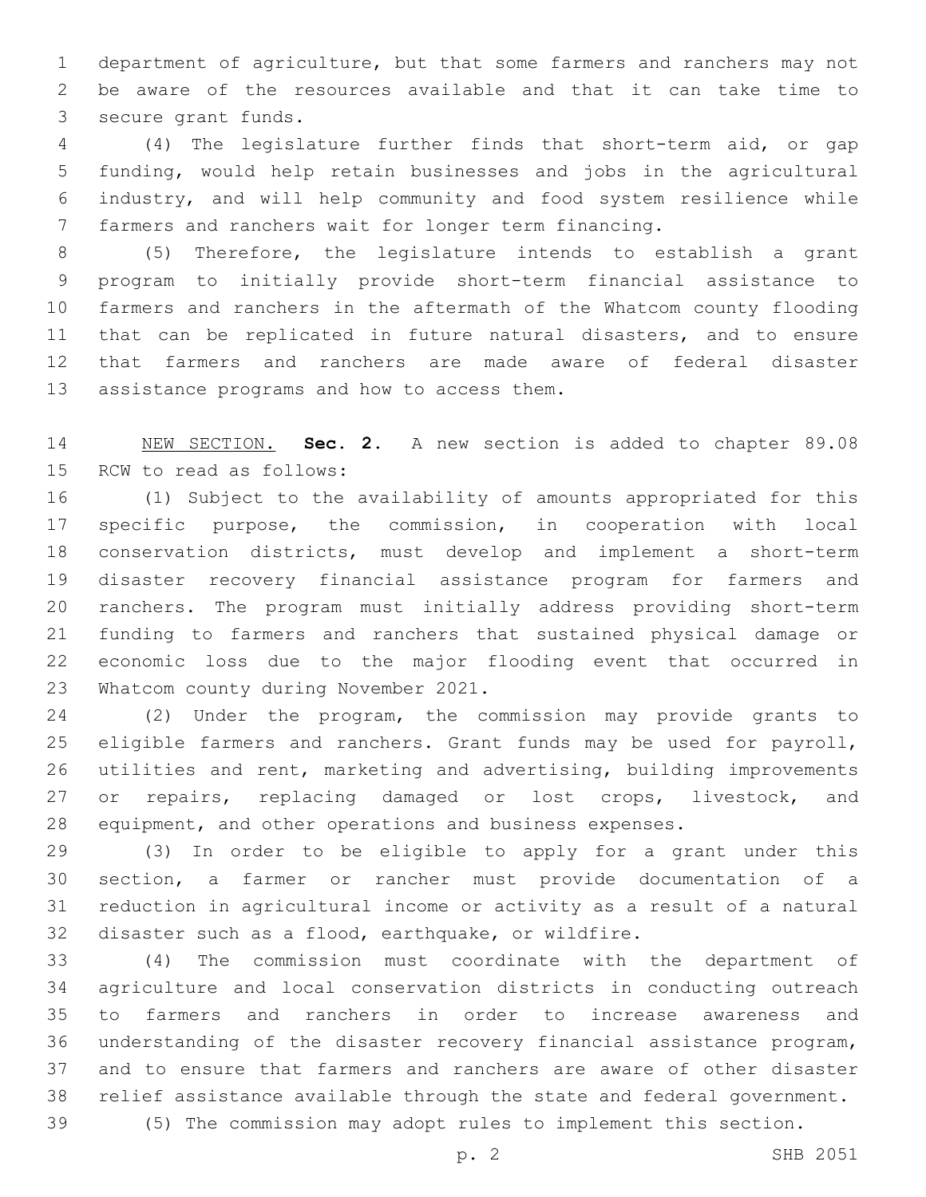department of agriculture, but that some farmers and ranchers may not be aware of the resources available and that it can take time to secure grant funds.

(4) The legislature further finds that short-term aid, or gap funding, would help retain businesses and jobs in the agricultural industry, and will help community and food system resilience while farmers and ranchers wait for longer term financing.

(5) Therefore, the legislature intends to establish a grant program to initially provide short-term financial assistance to farmers and ranchers in the aftermath of the Whatcom county flooding that can be replicated in future natural disasters, and to ensure that farmers and ranchers are made aware of federal disaster assistance programs and how to access them.

NEW SECTION. **Sec. 2.** A new section is added to chapter 89.08 RCW to read as follows:

(1) Subject to the availability of amounts appropriated for this specific purpose, the commission, in cooperation with local conservation districts, must develop and implement a short-term disaster recovery financial assistance program for farmers and ranchers. The program must initially address providing short-term funding to farmers and ranchers that sustained physical damage or economic loss due to the major flooding event that occurred in Whatcom county during November 2021.

(2) Under the program, the commission may provide grants to eligible farmers and ranchers. Grant funds may be used for payroll, utilities and rent, marketing and advertising, building improvements or repairs, replacing damaged or lost crops, livestock, and equipment, and other operations and business expenses.

(3) In order to be eligible to apply for a grant under this section, a farmer or rancher must provide documentation of a reduction in agricultural income or activity as a result of a natural disaster such as a flood, earthquake, or wildfire.

(4) The commission must coordinate with the department of agriculture and local conservation districts in conducting outreach to farmers and ranchers in order to increase awareness and understanding of the disaster recovery financial assistance program, and to ensure that farmers and ranchers are aware of other disaster relief assistance available through the state and federal government.

(5) The commission may adopt rules to implement this section.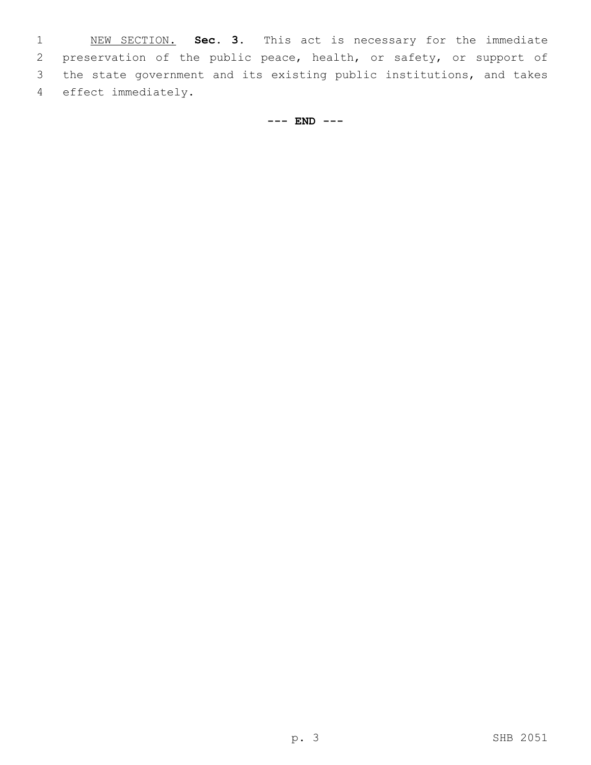NEW SECTION. **Sec. 3.** This act is necessary for the immediate preservation of the public peace, health, or safety, or support of the state government and its existing public institutions, and takes effect immediately.

**--- END ---**